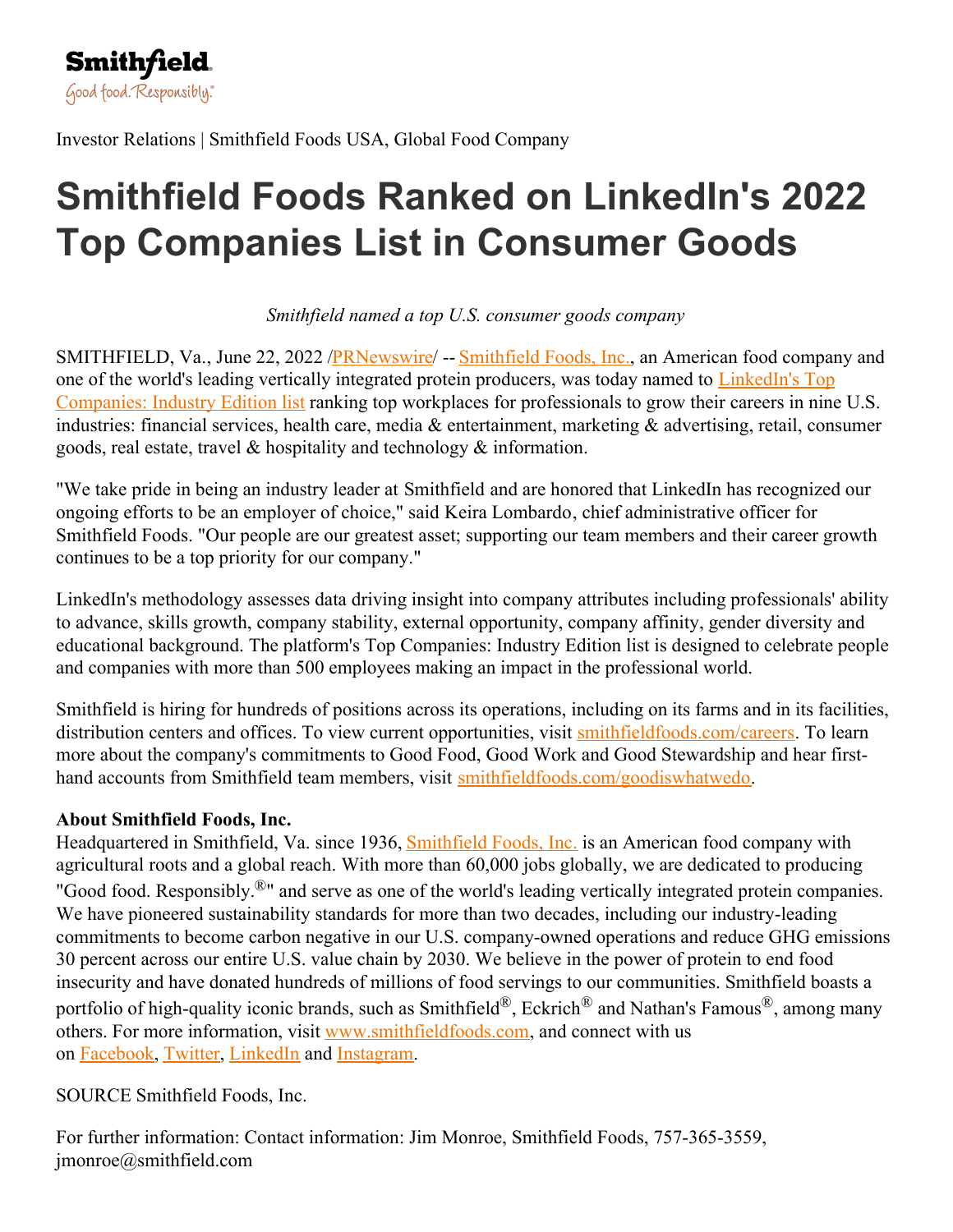Smithfield
Good food. Responsibly.®

Investor Relations | Smithfield Foods USA, Global Food Company

# Smithfield Foods Ranked on LinkedIn's 2022 Top Companies List in Consumer Goods

*Smithfield named a top U.S. consumer goods company*

SMITHFIELD, Va., June 22, 2022 /PRNewswire/ -- Smithfield Foods, Inc., an American food company and one of the world's leading vertically integrated protein producers, was today named to LinkedIn's Top Companies: Industry Edition list ranking top workplaces for professionals to grow their careers in nine U.S. industries: financial services, health care, media & entertainment, marketing & advertising, retail, consumer goods, real estate, travel & hospitality and technology & information.

"We take pride in being an industry leader at Smithfield and are honored that LinkedIn has recognized our ongoing efforts to be an employer of choice," said Keira Lombardo, chief administrative officer for Smithfield Foods. "Our people are our greatest asset; supporting our team members and their career growth continues to be a top priority for our company."

LinkedIn's methodology assesses data driving insight into company attributes including professionals' ability to advance, skills growth, company stability, external opportunity, company affinity, gender diversity and educational background. The platform's Top Companies: Industry Edition list is designed to celebrate people and companies with more than 500 employees making an impact in the professional world.

Smithfield is hiring for hundreds of positions across its operations, including on its farms and in its facilities, distribution centers and offices. To view current opportunities, visit smithfieldfoods.com/careers. To learn more about the company's commitments to Good Food, Good Work and Good Stewardship and hear first-hand accounts from Smithfield team members, visit smithfieldfoods.com/goodiswhatwedo.

**About Smithfield Foods, Inc.**
Headquartered in Smithfield, Va. since 1936, Smithfield Foods, Inc. is an American food company with agricultural roots and a global reach. With more than 60,000 jobs globally, we are dedicated to producing "Good food. Responsibly.®" and serve as one of the world's leading vertically integrated protein companies. We have pioneered sustainability standards for more than two decades, including our industry-leading commitments to become carbon negative in our U.S. company-owned operations and reduce GHG emissions 30 percent across our entire U.S. value chain by 2030. We believe in the power of protein to end food insecurity and have donated hundreds of millions of food servings to our communities. Smithfield boasts a portfolio of high-quality iconic brands, such as Smithfield®, Eckrich® and Nathan's Famous®, among many others. For more information, visit www.smithfieldfoods.com, and connect with us on Facebook, Twitter, LinkedIn and Instagram.

SOURCE Smithfield Foods, Inc.

For further information: Contact information: Jim Monroe, Smithfield Foods, 757-365-3559, jmonroe@smithfield.com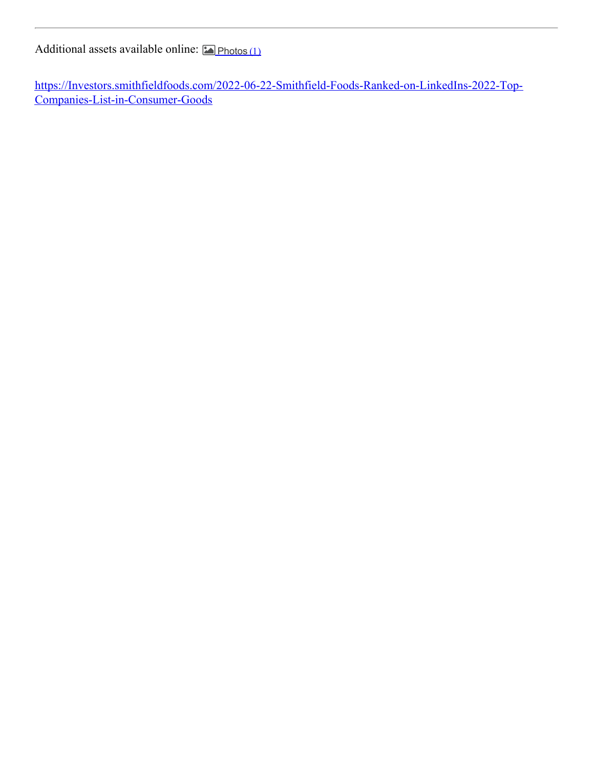---

Additional assets available online: Photos (1)

https://Investors.smithfieldfoods.com/2022-06-22-Smithfield-Foods-Ranked-on-LinkedIns-2022-Top-Companies-List-in-Consumer-Goods